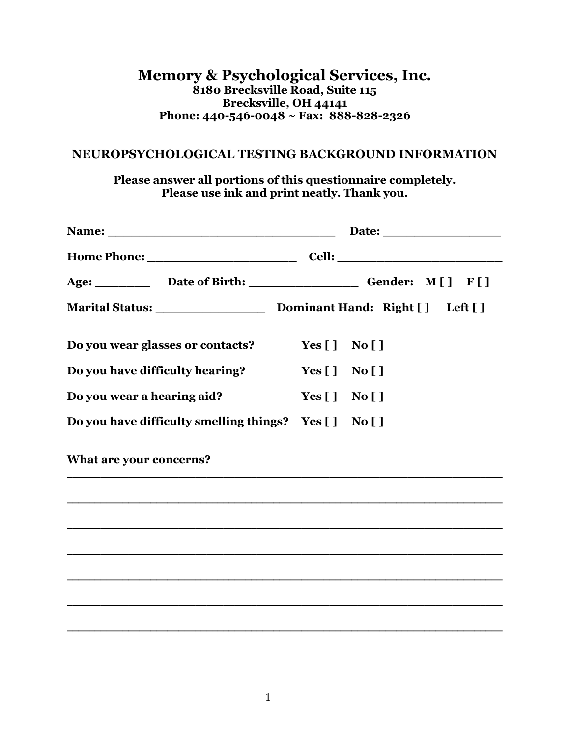# Memory & Psychological Services, Inc.

**8180 Brecksville Road, Suite 115**
**Brecksville, OH 44141**
**Phone: 440-546-0048 ~ Fax: 888-828-2326**

## NEUROPSYCHOLOGICAL TESTING BACKGROUND INFORMATION

**Please answer all portions of this questionnaire completely.**
**Please use ink and print neatly. Thank you.**

**Name:** ______________________________ **Date:** _______________

**Home Phone:** ____________________ **Cell:** ______________________

**Age:** _______ **Date of Birth:** ______________ **Gender: M [ ] F [ ]**

**Marital Status:** ______________ **Dominant Hand: Right [ ] Left [ ]**

**Do you wear glasses or contacts? Yes [ ] No [ ]**

**Do you have difficulty hearing? Yes [ ] No [ ]**

**Do you wear a hearing aid? Yes [ ] No [ ]**

**Do you have difficulty smelling things? Yes [ ] No [ ]**

**What are your concerns?**

________________________________________________________

________________________________________________________

________________________________________________________

________________________________________________________

________________________________________________________

________________________________________________________

________________________________________________________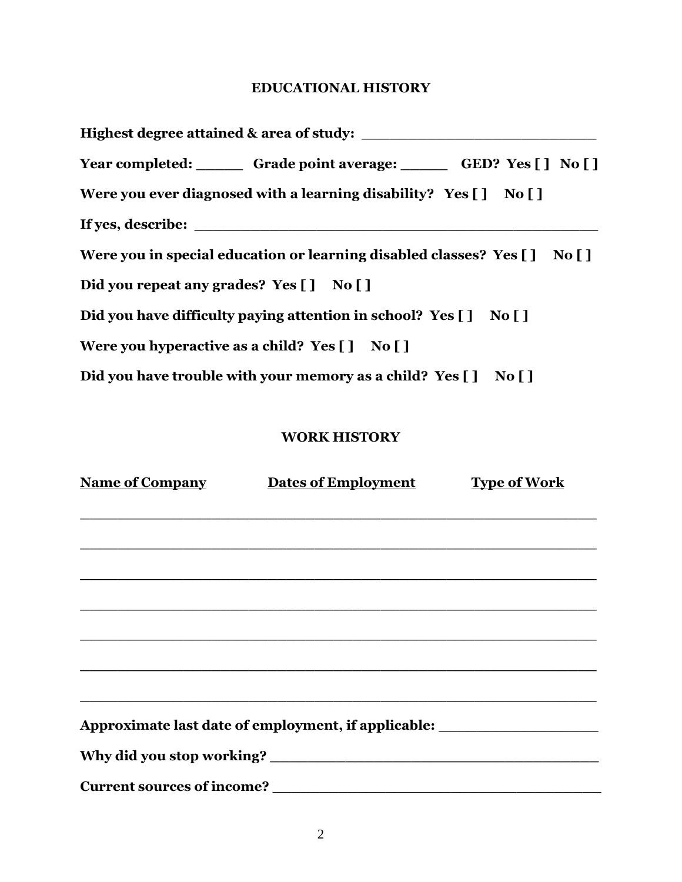## EDUCATIONAL HISTORY

**Highest degree attained & area of study: ___________________________**

**Year completed: ______ Grade point average: ______ GED? Yes [ ] No [ ]**

**Were you ever diagnosed with a learning disability? Yes [ ] No [ ]**

**If yes, describe: _______________________________________________**

**Were you in special education or learning disabled classes? Yes [ ] No [ ]**

**Did you repeat any grades? Yes [ ] No [ ]**

**Did you have difficulty paying attention in school? Yes [ ] No [ ]**

**Were you hyperactive as a child? Yes [ ] No [ ]**

**Did you have trouble with your memory as a child? Yes [ ] No [ ]**

## WORK HISTORY

| Name of Company | Dates of Employment | Type of Work |
|---|---|---|
| | | |
| | | |
| | | |
| | | |
| | | |
| | | |
| | | |

**Approximate last date of employment, if applicable: ___________________**

**Why did you stop working? ______________________________________**

**Current sources of income? ______________________________________**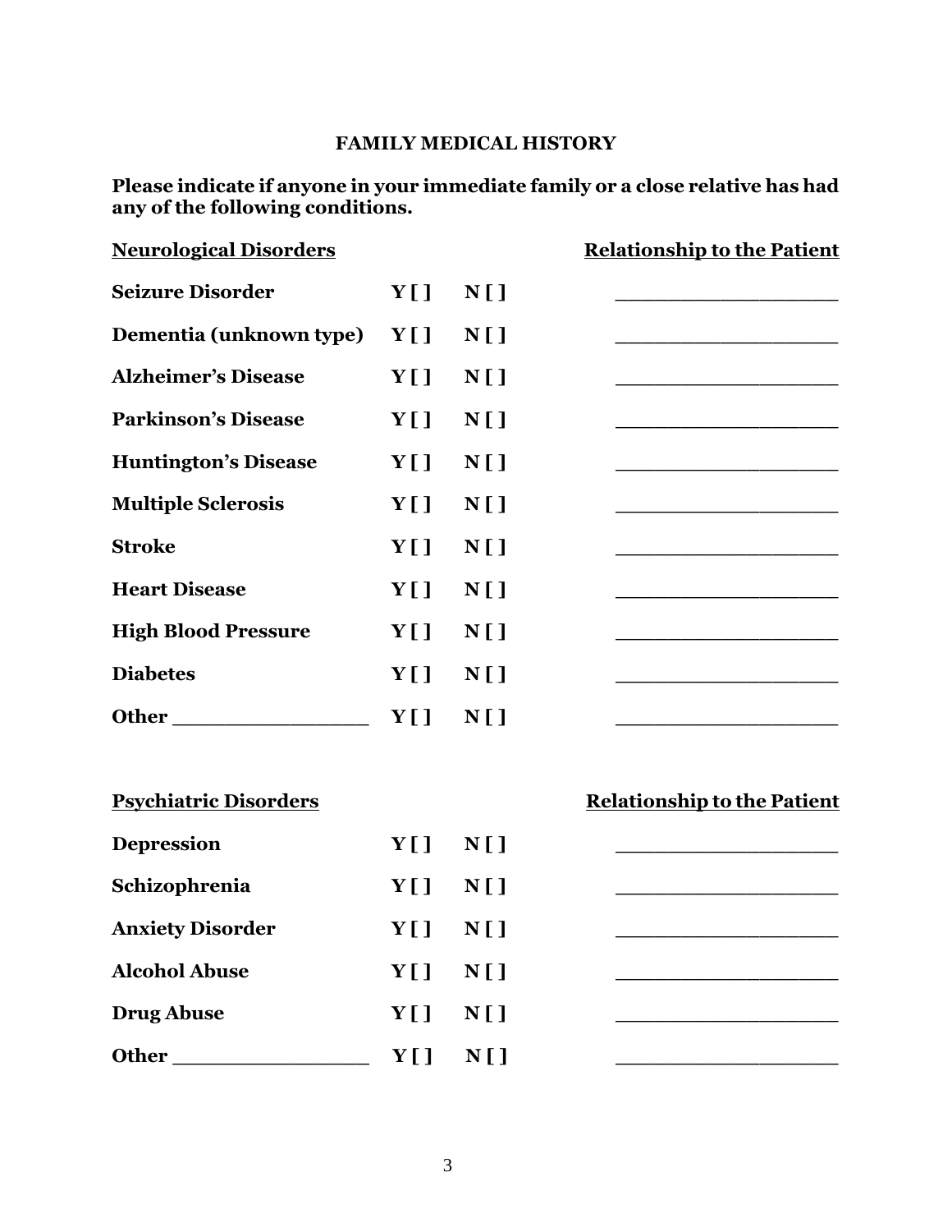## FAMILY MEDICAL HISTORY

**Please indicate if anyone in your immediate family or a close relative has had any of the following conditions.**

| **Neurological Disorders** | | | **Relationship to the Patient** |
|---|---|---|---|
| **Seizure Disorder** | **Y [ ]** | **N [ ]** | ____________________ |
| **Dementia (unknown type)** | **Y [ ]** | **N [ ]** | ____________________ |
| **Alzheimer's Disease** | **Y [ ]** | **N [ ]** | ____________________ |
| **Parkinson's Disease** | **Y [ ]** | **N [ ]** | ____________________ |
| **Huntington's Disease** | **Y [ ]** | **N [ ]** | ____________________ |
| **Multiple Sclerosis** | **Y [ ]** | **N [ ]** | ____________________ |
| **Stroke** | **Y [ ]** | **N [ ]** | ____________________ |
| **Heart Disease** | **Y [ ]** | **N [ ]** | ____________________ |
| **High Blood Pressure** | **Y [ ]** | **N [ ]** | ____________________ |
| **Diabetes** | **Y [ ]** | **N [ ]** | ____________________ |
| **Other** _________________ | **Y [ ]** | **N [ ]** | ____________________ |

| **Psychiatric Disorders** | | | **Relationship to the Patient** |
|---|---|---|---|
| **Depression** | **Y [ ]** | **N [ ]** | ____________________ |
| **Schizophrenia** | **Y [ ]** | **N [ ]** | ____________________ |
| **Anxiety Disorder** | **Y [ ]** | **N [ ]** | ____________________ |
| **Alcohol Abuse** | **Y [ ]** | **N [ ]** | ____________________ |
| **Drug Abuse** | **Y [ ]** | **N [ ]** | ____________________ |
| **Other** _________________ | **Y [ ]** | **N [ ]** | ____________________ |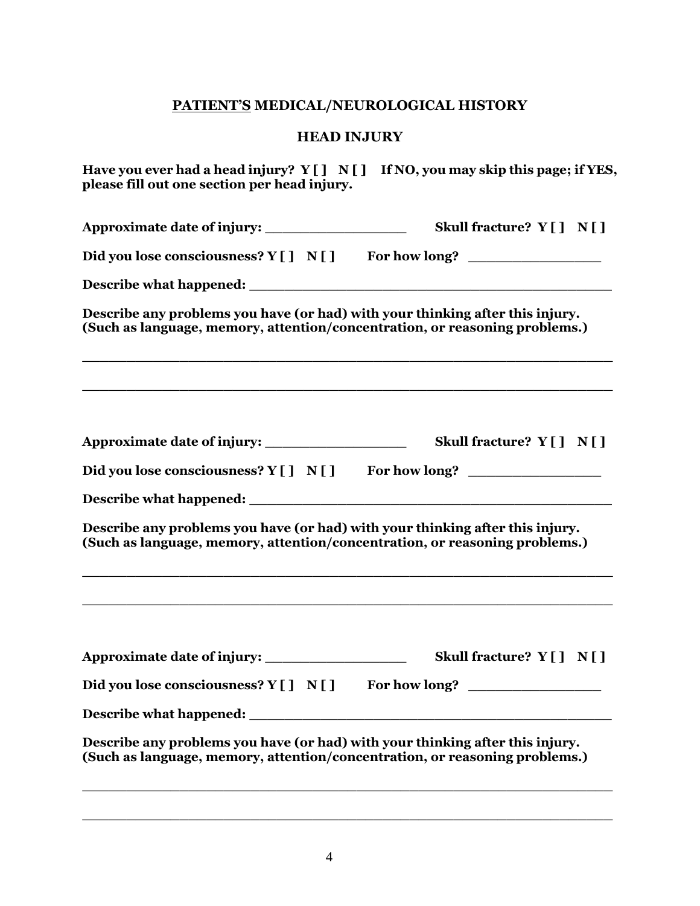# **<u>PATIENT'S</u> MEDICAL/NEUROLOGICAL HISTORY**

## **HEAD INJURY**

**Have you ever had a head injury? Y [ ] N [ ] If NO, you may skip this page; if YES, please fill out one section per head injury.**

**Approximate date of injury:** ________________ **Skull fracture? Y [ ] N [ ]**

**Did you lose consciousness? Y [ ] N [ ]** **For how long?** _______________

**Describe what happened:** __________________________________________

**Describe any problems you have (or had) with your thinking after this injury. (Such as language, memory, attention/concentration, or reasoning problems.)**

____________________________________________________________

____________________________________________________________

**Approximate date of injury:** ________________ **Skull fracture? Y [ ] N [ ]**

**Did you lose consciousness? Y [ ] N [ ]** **For how long?** _______________

**Describe what happened:** __________________________________________

**Describe any problems you have (or had) with your thinking after this injury. (Such as language, memory, attention/concentration, or reasoning problems.)**

____________________________________________________________

____________________________________________________________

**Approximate date of injury:** ________________ **Skull fracture? Y [ ] N [ ]**

**Did you lose consciousness? Y [ ] N [ ]** **For how long?** _______________

**Describe what happened:** __________________________________________

**Describe any problems you have (or had) with your thinking after this injury. (Such as language, memory, attention/concentration, or reasoning problems.)**

____________________________________________________________

____________________________________________________________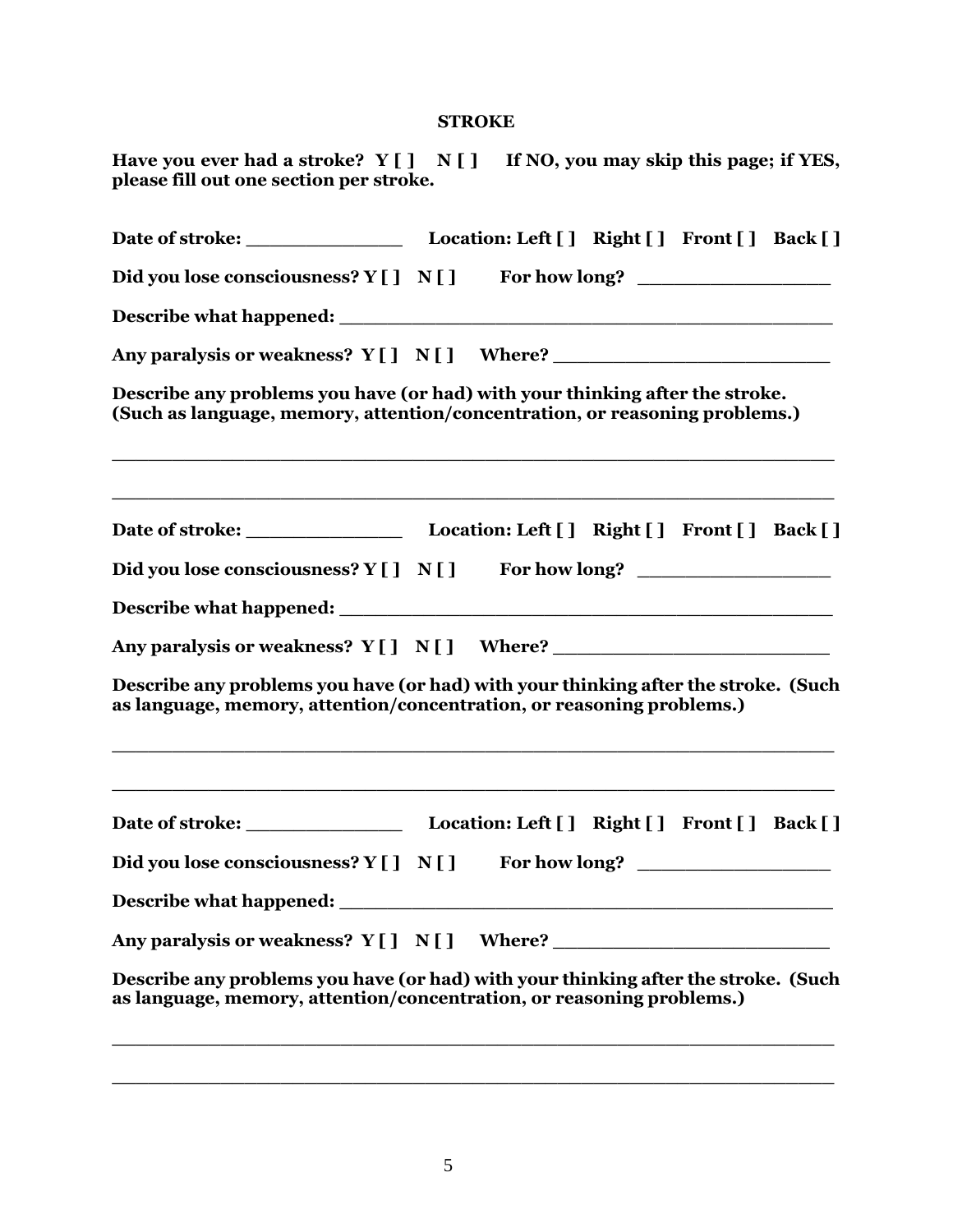## STROKE

**Have you ever had a stroke? Y [ ] N [ ] If NO, you may skip this page; if YES, please fill out one section per stroke.**

**Date of stroke: ______________ Location: Left [ ] Right [ ] Front [ ] Back [ ]**

**Did you lose consciousness? Y [ ] N [ ] For how long? _________________**

**Describe what happened: ____________________________________________**

**Any paralysis or weakness? Y [ ] N [ ] Where? ________________________**

**Describe any problems you have (or had) with your thinking after the stroke. (Such as language, memory, attention/concentration, or reasoning problems.)**

_______________________________________________________________

_______________________________________________________________

**Date of stroke: ______________ Location: Left [ ] Right [ ] Front [ ] Back [ ]**

**Did you lose consciousness? Y [ ] N [ ] For how long? _________________**

**Describe what happened: ____________________________________________**

**Any paralysis or weakness? Y [ ] N [ ] Where? ________________________**

**Describe any problems you have (or had) with your thinking after the stroke. (Such as language, memory, attention/concentration, or reasoning problems.)**

_______________________________________________________________

_______________________________________________________________

**Date of stroke: ______________ Location: Left [ ] Right [ ] Front [ ] Back [ ]**

**Did you lose consciousness? Y [ ] N [ ] For how long? _________________**

**Describe what happened: ____________________________________________**

**Any paralysis or weakness? Y [ ] N [ ] Where? ________________________**

**Describe any problems you have (or had) with your thinking after the stroke. (Such as language, memory, attention/concentration, or reasoning problems.)**

_______________________________________________________________

_______________________________________________________________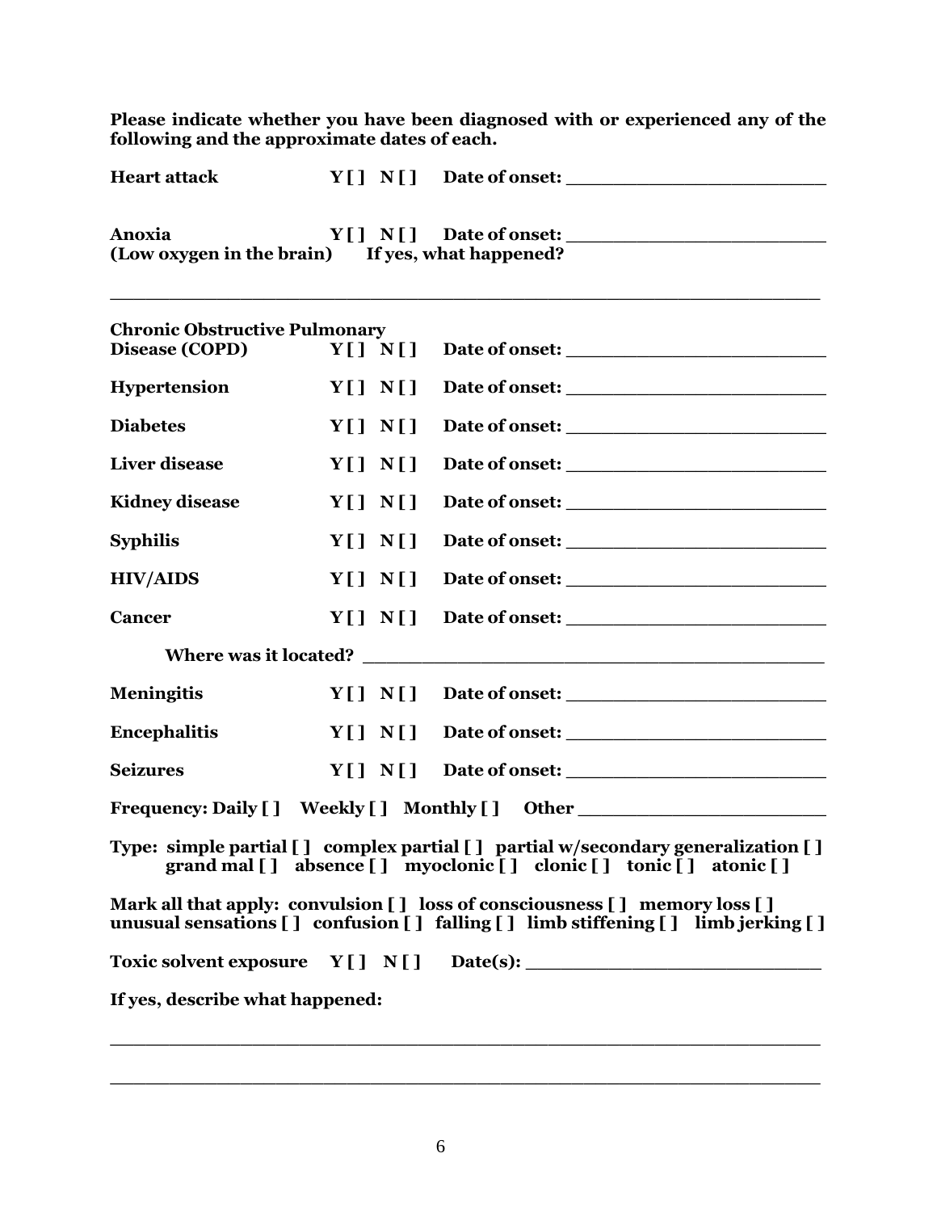**Please indicate whether you have been diagnosed with or experienced any of the following and the approximate dates of each.**

**Heart attack** **Y [ ] N [ ] Date of onset: ______________________**

**Anoxia** **Y [ ] N [ ] Date of onset: ______________________**
**(Low oxygen in the brain) If yes, what happened?**

_______________________________________________________________

**Chronic Obstructive Pulmonary Disease (COPD)** **Y [ ] N [ ] Date of onset: ______________________**

**Hypertension** **Y [ ] N [ ] Date of onset: ______________________**

**Diabetes** **Y [ ] N [ ] Date of onset: ______________________**

**Liver disease** **Y [ ] N [ ] Date of onset: ______________________**

**Kidney disease** **Y [ ] N [ ] Date of onset: ______________________**

**Syphilis** **Y [ ] N [ ] Date of onset: ______________________**

**HIV/AIDS** **Y [ ] N [ ] Date of onset: ______________________**

**Cancer** **Y [ ] N [ ] Date of onset: ______________________**

**Where was it located? ________________________________________**

**Meningitis** **Y [ ] N [ ] Date of onset: ______________________**

**Encephalitis** **Y [ ] N [ ] Date of onset: ______________________**

**Seizures** **Y [ ] N [ ] Date of onset: ______________________**

**Frequency: Daily [ ] Weekly [ ] Monthly [ ] Other ______________________**

**Type: simple partial [ ] complex partial [ ] partial w/secondary generalization [ ] grand mal [ ] absence [ ] myoclonic [ ] clonic [ ] tonic [ ] atonic [ ]**

**Mark all that apply: convulsion [ ] loss of consciousness [ ] memory loss [ ] unusual sensations [ ] confusion [ ] falling [ ] limb stiffening [ ] limb jerking [ ]**

**Toxic solvent exposure Y [ ] N [ ] Date(s): ________________________**

**If yes, describe what happened:**

_______________________________________________________________

_______________________________________________________________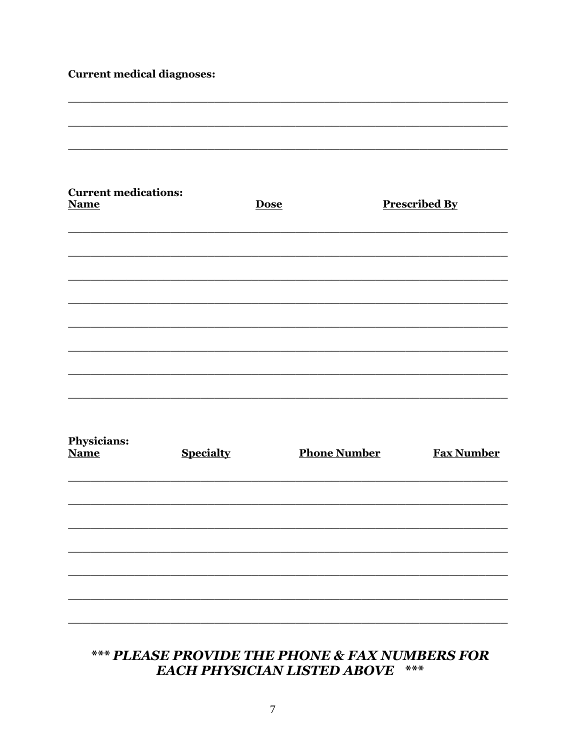**Current medical diagnoses:**

\_\_\_\_\_\_\_\_\_\_\_\_\_\_\_\_\_\_\_\_\_\_\_\_\_\_\_\_\_\_\_\_\_\_\_\_\_\_\_\_\_\_\_\_\_\_\_\_\_\_\_\_\_\_\_\_\_\_\_\_

\_\_\_\_\_\_\_\_\_\_\_\_\_\_\_\_\_\_\_\_\_\_\_\_\_\_\_\_\_\_\_\_\_\_\_\_\_\_\_\_\_\_\_\_\_\_\_\_\_\_\_\_\_\_\_\_\_\_\_\_

\_\_\_\_\_\_\_\_\_\_\_\_\_\_\_\_\_\_\_\_\_\_\_\_\_\_\_\_\_\_\_\_\_\_\_\_\_\_\_\_\_\_\_\_\_\_\_\_\_\_\_\_\_\_\_\_\_\_\_\_

**Current medications:**

| **Name** | **Dose** | **Prescribed By** |
|---|---|---|
| | | |
| | | |
| | | |
| | | |
| | | |
| | | |
| | | |
| | | |

**Physicians:**

| **Name** | **Specialty** | **Phone Number** | **Fax Number** |
|---|---|---|---|
| | | | |
| | | | |
| | | | |
| | | | |
| | | | |
| | | | |
| | | | |

***\*\*\* PLEASE PROVIDE THE PHONE & FAX NUMBERS FOR EACH PHYSICIAN LISTED ABOVE \*\*\****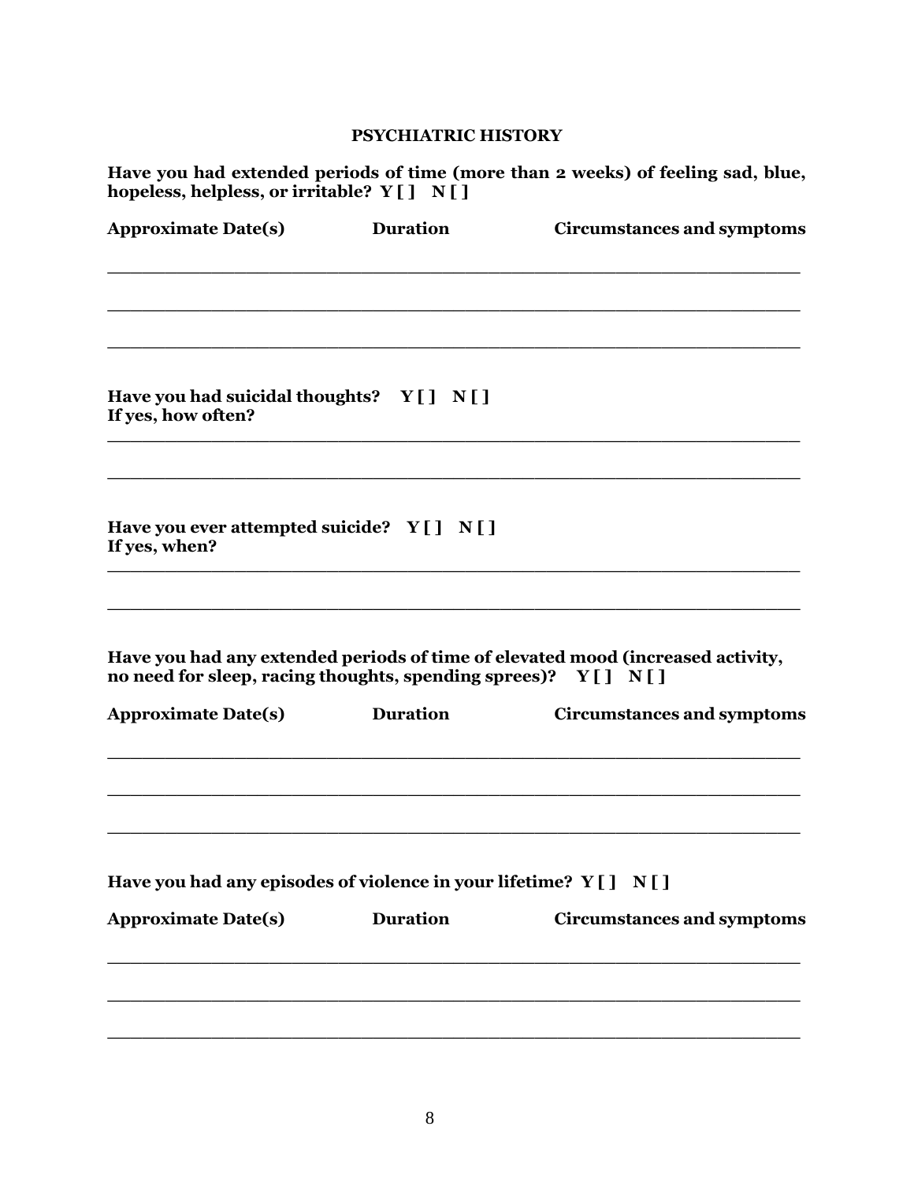## PSYCHIATRIC HISTORY

**Have you had extended periods of time (more than 2 weeks) of feeling sad, blue, hopeless, helpless, or irritable? Y [ ] N [ ]**

| Approximate Date(s) | Duration | Circumstances and symptoms |
|---|---|---|
| | | |
| | | |
| | | |

**Have you had suicidal thoughts? Y [ ] N [ ]**
**If yes, how often?**

_______________________________________________________________

_______________________________________________________________

**Have you ever attempted suicide? Y [ ] N [ ]**
**If yes, when?**

_______________________________________________________________

_______________________________________________________________

**Have you had any extended periods of time of elevated mood (increased activity, no need for sleep, racing thoughts, spending sprees)? Y [ ] N [ ]**

| Approximate Date(s) | Duration | Circumstances and symptoms |
|---|---|---|
| | | |
| | | |
| | | |

**Have you had any episodes of violence in your lifetime? Y [ ] N [ ]**

| Approximate Date(s) | Duration | Circumstances and symptoms |
|---|---|---|
| | | |
| | | |
| | | |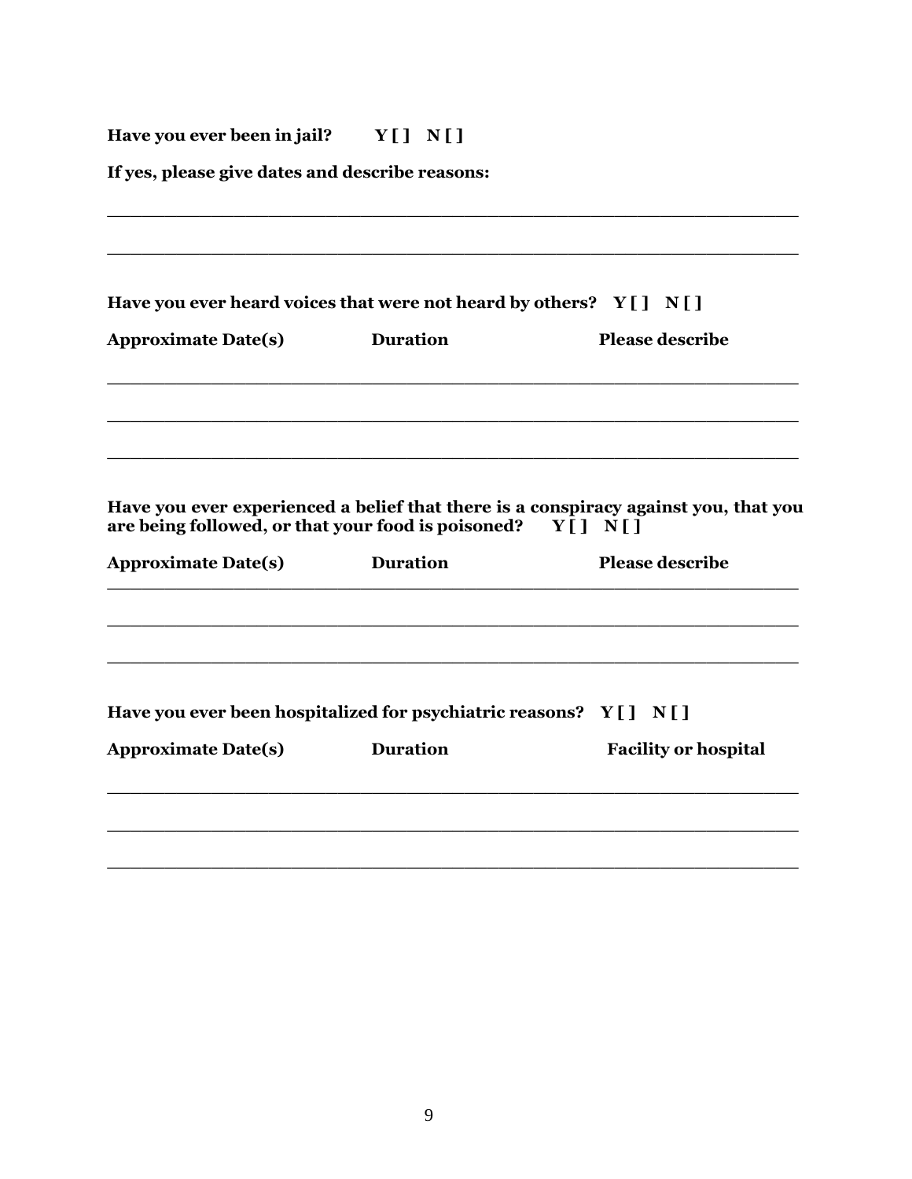**Have you ever been in jail?** **Y [ ] N [ ]**

**If yes, please give dates and describe reasons:**

______________________________________________________________

______________________________________________________________

**Have you ever heard voices that were not heard by others?** **Y [ ] N [ ]**

| Approximate Date(s) | Duration | Please describe |
|---|---|---|
| | | |
| | | |
| | | |

**Have you ever experienced a belief that there is a conspiracy against you, that you are being followed, or that your food is poisoned?** **Y [ ] N [ ]**

| Approximate Date(s) | Duration | Please describe |
|---|---|---|
| | | |
| | | |
| | | |

**Have you ever been hospitalized for psychiatric reasons?** **Y [ ] N [ ]**

| Approximate Date(s) | Duration | Facility or hospital |
|---|---|---|
| | | |
| | | |
| | | |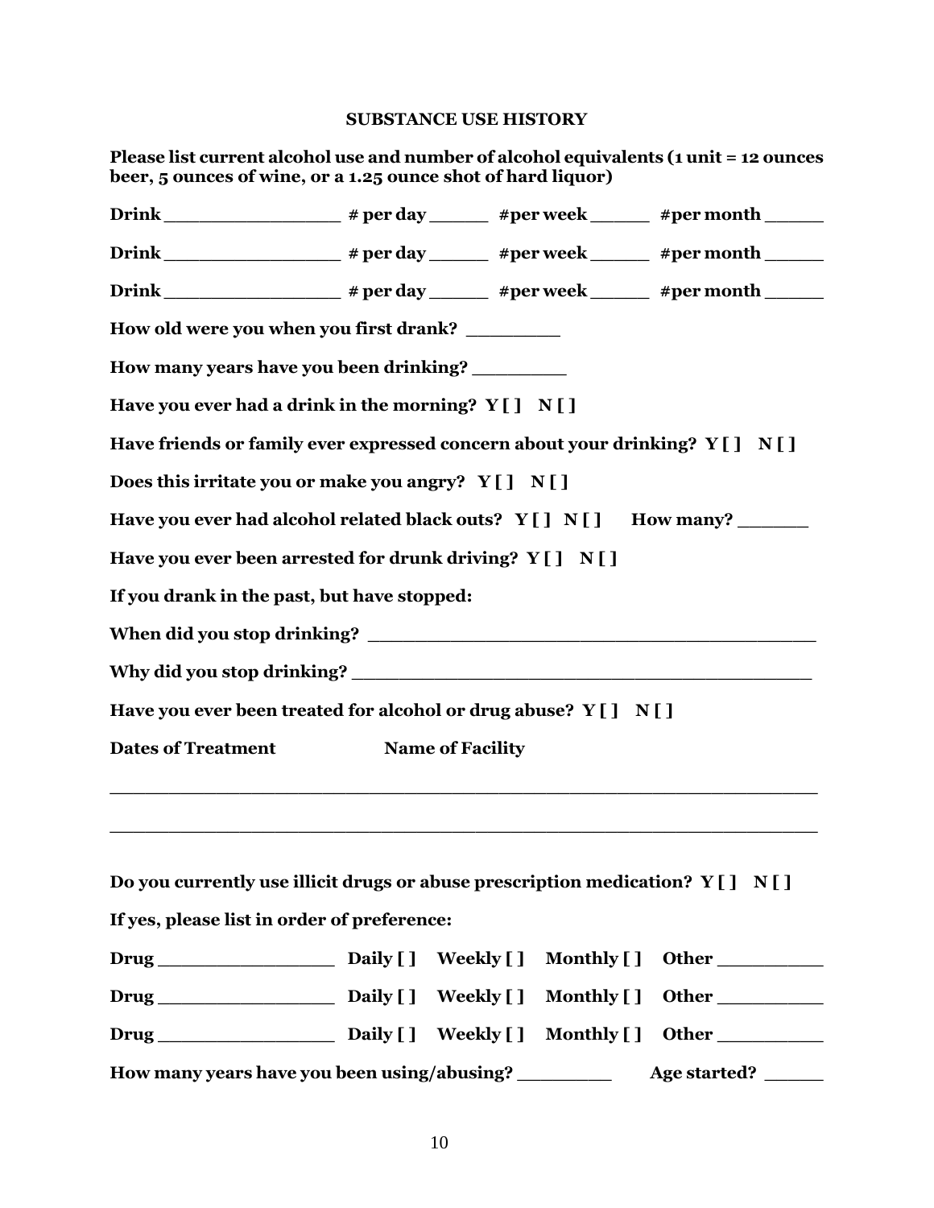## SUBSTANCE USE HISTORY

**Please list current alcohol use and number of alcohol equivalents (1 unit = 12 ounces beer, 5 ounces of wine, or a 1.25 ounce shot of hard liquor)**

**Drink ________________ # per day ______ #per week ______ #per month ______**

**Drink ________________ # per day ______ #per week ______ #per month ______**

**Drink ________________ # per day ______ #per week ______ #per month ______**

**How old were you when you first drank? _________**

**How many years have you been drinking? _________**

**Have you ever had a drink in the morning? Y [ ] N [ ]**

**Have friends or family ever expressed concern about your drinking? Y [ ] N [ ]**

**Does this irritate you or make you angry? Y [ ] N [ ]**

**Have you ever had alcohol related black outs? Y [ ] N [ ] How many? _______**

**Have you ever been arrested for drunk driving? Y [ ] N [ ]**

**If you drank in the past, but have stopped:**

**When did you stop drinking? ________________________________________**

**Why did you stop drinking? __________________________________________**

**Have you ever been treated for alcohol or drug abuse? Y [ ] N [ ]**

**Dates of Treatment Name of Facility**

____________________________________________________________

____________________________________________________________

**Do you currently use illicit drugs or abuse prescription medication? Y [ ] N [ ]**

**If yes, please list in order of preference:**

**Drug _________________ Daily [ ] Weekly [ ] Monthly [ ] Other __________**

**Drug _________________ Daily [ ] Weekly [ ] Monthly [ ] Other __________**

**Drug _________________ Daily [ ] Weekly [ ] Monthly [ ] Other __________**

**How many years have you been using/abusing? _________ Age started? ______**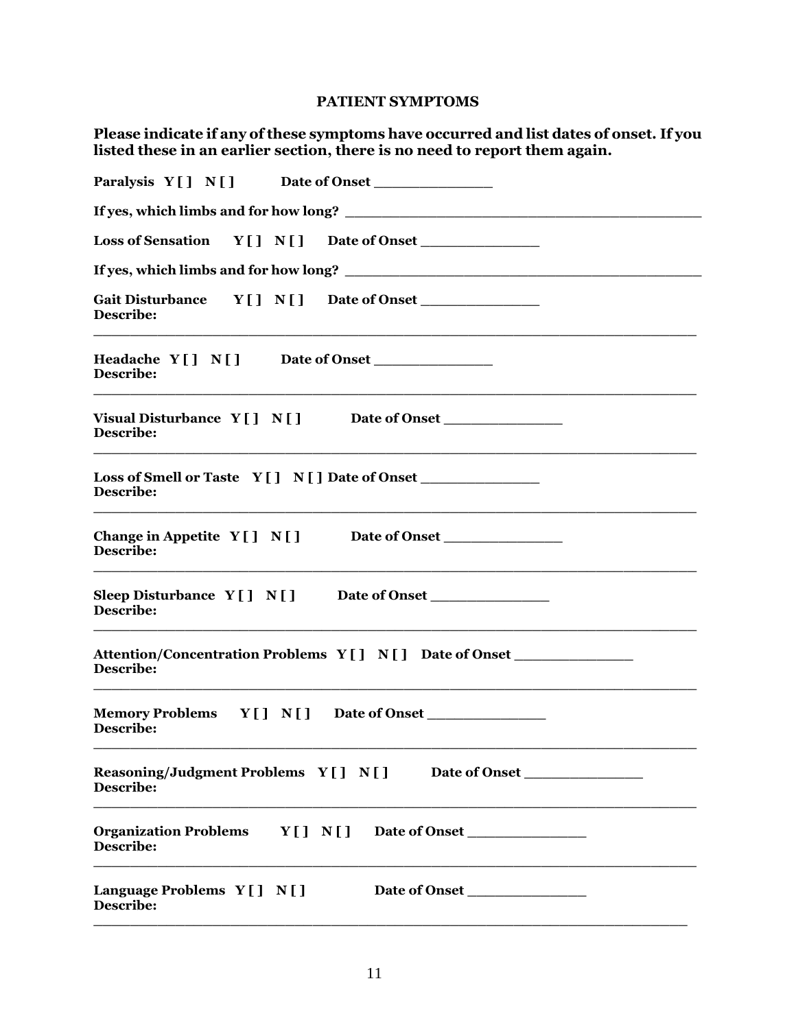## PATIENT SYMPTOMS

**Please indicate if any of these symptoms have occurred and list dates of onset. If you listed these in an earlier section, there is no need to report them again.**

**Paralysis Y [ ] N [ ] Date of Onset ______________**

**If yes, which limbs and for how long? ________________________________________**

**Loss of Sensation Y [ ] N [ ] Date of Onset ______________**

**If yes, which limbs and for how long? ________________________________________**

**Gait Disturbance Y [ ] N [ ] Date of Onset ______________**
**Describe:**
______________________________________________________________________

**Headache Y [ ] N [ ] Date of Onset ______________**
**Describe:**
______________________________________________________________________

**Visual Disturbance Y [ ] N [ ] Date of Onset ______________**
**Describe:**
______________________________________________________________________

**Loss of Smell or Taste Y [ ] N [ ] Date of Onset ______________**
**Describe:**
______________________________________________________________________

**Change in Appetite Y [ ] N [ ] Date of Onset ______________**
**Describe:**
______________________________________________________________________

**Sleep Disturbance Y [ ] N [ ] Date of Onset ______________**
**Describe:**
______________________________________________________________________

**Attention/Concentration Problems Y [ ] N [ ] Date of Onset ______________**
**Describe:**
______________________________________________________________________

**Memory Problems Y [ ] N [ ] Date of Onset ______________**
**Describe:**
______________________________________________________________________

**Reasoning/Judgment Problems Y [ ] N [ ] Date of Onset ______________**
**Describe:**
______________________________________________________________________

**Organization Problems Y [ ] N [ ] Date of Onset ______________**
**Describe:**
______________________________________________________________________

**Language Problems Y [ ] N [ ] Date of Onset ______________**
**Describe:**
______________________________________________________________________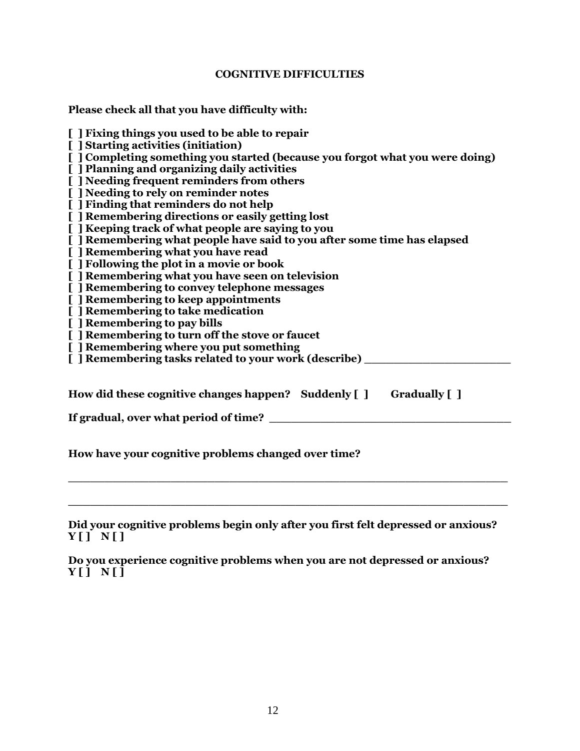**COGNITIVE DIFFICULTIES**

**Please check all that you have difficulty with:**

**[ ] Fixing things you used to be able to repair**
**[ ] Starting activities (initiation)**
**[ ] Completing something you started (because you forgot what you were doing)**
**[ ] Planning and organizing daily activities**
**[ ] Needing frequent reminders from others**
**[ ] Needing to rely on reminder notes**
**[ ] Finding that reminders do not help**
**[ ] Remembering directions or easily getting lost**
**[ ] Keeping track of what people are saying to you**
**[ ] Remembering what people have said to you after some time has elapsed**
**[ ] Remembering what you have read**
**[ ] Following the plot in a movie or book**
**[ ] Remembering what you have seen on television**
**[ ] Remembering to convey telephone messages**
**[ ] Remembering to keep appointments**
**[ ] Remembering to take medication**
**[ ] Remembering to pay bills**
**[ ] Remembering to turn off the stove or faucet**
**[ ] Remembering where you put something**
**[ ] Remembering tasks related to your work (describe) ____________________**

**How did these cognitive changes happen? Suddenly [ ] Gradually [ ]**

**If gradual, over what period of time? ________________________________**

**How have your cognitive problems changed over time?**

________________________________________________________________

________________________________________________________________

**Did your cognitive problems begin only after you first felt depressed or anxious?**
**Y [ ] N [ ]**

**Do you experience cognitive problems when you are not depressed or anxious?**
**Y [ ] N [ ]**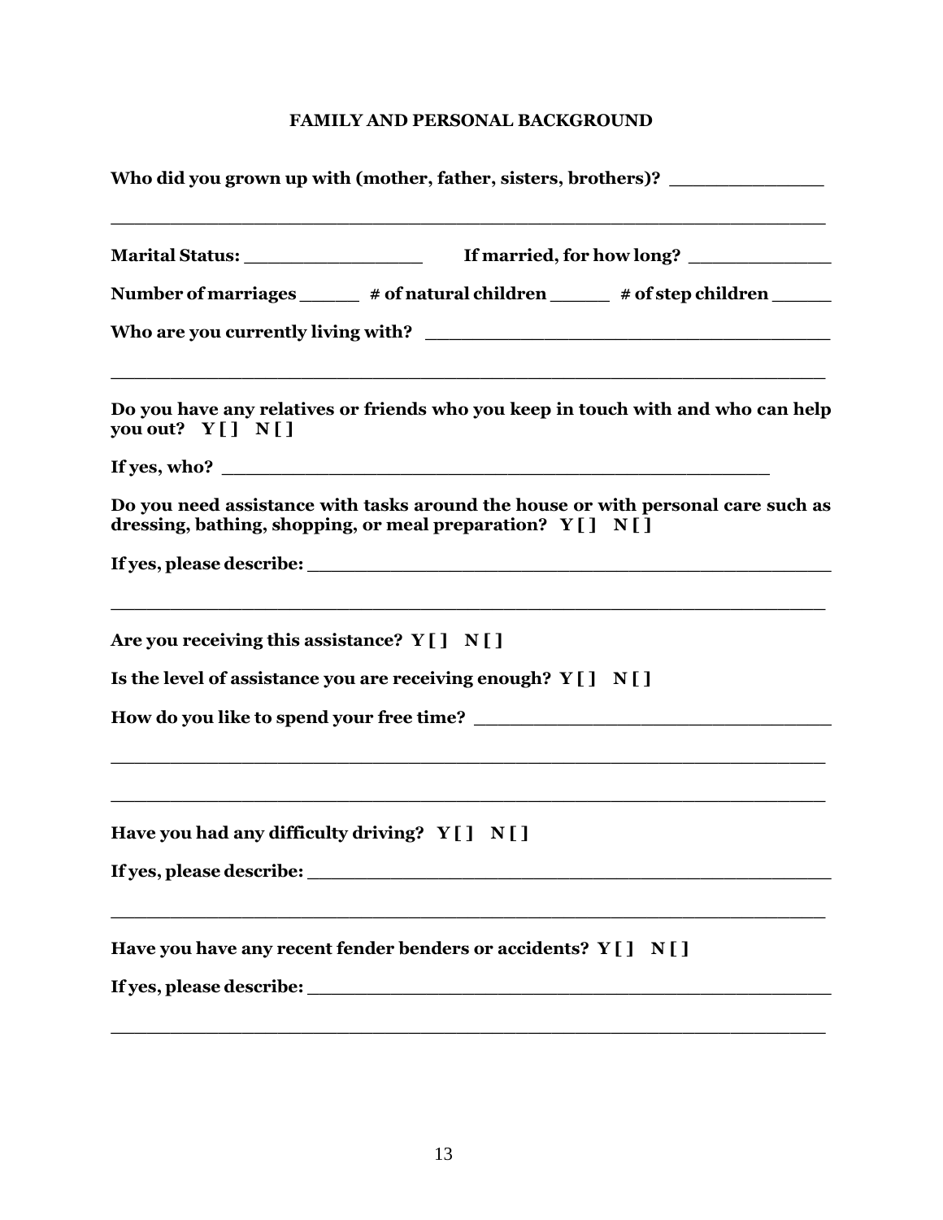## FAMILY AND PERSONAL BACKGROUND

**Who did you grown up with (mother, father, sisters, brothers)? ______________**

**_____________________________________________________________________**

**Marital Status: ________________ If married, for how long? _____________**

**Number of marriages _____ # of natural children _____ # of step children _____**

**Who are you currently living with? ___________________________________**

**_____________________________________________________________________**

**Do you have any relatives or friends who you keep in touch with and who can help you out? Y [ ] N [ ]**

**If yes, who? _____________________________________________**

**Do you need assistance with tasks around the house or with personal care such as dressing, bathing, shopping, or meal preparation? Y [ ] N [ ]**

**If yes, please describe: _______________________________________________**

**_____________________________________________________________________**

**Are you receiving this assistance? Y [ ] N [ ]**

**Is the level of assistance you are receiving enough? Y [ ] N [ ]**

**How do you like to spend your free time? ______________________________**

**_____________________________________________________________________**

**_____________________________________________________________________**

**Have you had any difficulty driving? Y [ ] N [ ]**

**If yes, please describe: _______________________________________________**

**_____________________________________________________________________**

**Have you have any recent fender benders or accidents? Y [ ] N [ ]**

**If yes, please describe: _______________________________________________**

**_____________________________________________________________________**